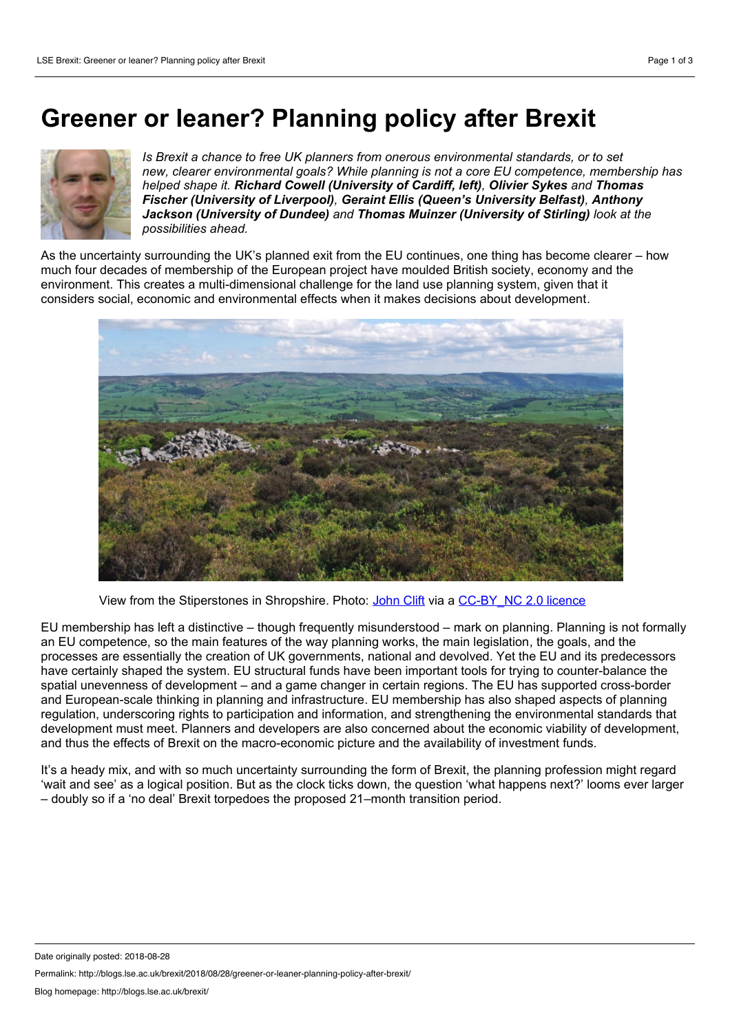# Greener or leaner? Planning policy after Brexit

*Is Brexit a chance to free UK planners from onerous environmental standards, or to set new, clearer environmental goals? While planning is not a core EU competence, membership has helped shape it.* ***Richard Cowell (University of Cardiff, left)****,* ***Olivier Sykes*** *and* ***Thomas Fischer (University of Liverpool)****,* ***Geraint Ellis (Queen's University Belfast)****,* ***Anthony Jackson (University of Dundee)*** *and* ***Thomas Muinzer (University of Stirling)*** *look at the possibilities ahead.*

As the uncertainty surrounding the UK's planned exit from the EU continues, one thing has become clearer – how much four decades of membership of the European project have moulded British society, economy and the environment. This creates a multi-dimensional challenge for the land use planning system, given that it considers social, economic and environmental effects when it makes decisions about development.

View from the Stiperstones in Shropshire. Photo: John Clift via a CC-BY_NC 2.0 licence

EU membership has left a distinctive – though frequently misunderstood – mark on planning. Planning is not formally an EU competence, so the main features of the way planning works, the main legislation, the goals, and the processes are essentially the creation of UK governments, national and devolved. Yet the EU and its predecessors have certainly shaped the system. EU structural funds have been important tools for trying to counter-balance the spatial unevenness of development – and a game changer in certain regions. The EU has supported cross-border and European-scale thinking in planning and infrastructure. EU membership has also shaped aspects of planning regulation, underscoring rights to participation and information, and strengthening the environmental standards that development must meet. Planners and developers are also concerned about the economic viability of development, and thus the effects of Brexit on the macro-economic picture and the availability of investment funds.

It's a heady mix, and with so much uncertainty surrounding the form of Brexit, the planning profession might regard 'wait and see' as a logical position. But as the clock ticks down, the question 'what happens next?' looms ever larger – doubly so if a 'no deal' Brexit torpedoes the proposed 21–month transition period.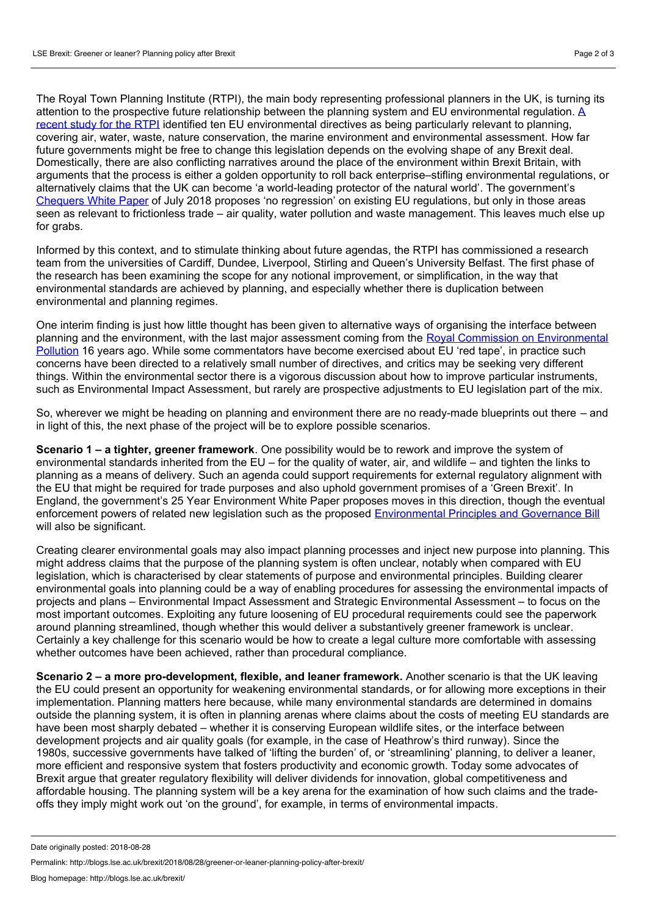The Royal Town Planning Institute (RTPI), the main body representing professional planners in the UK, is turning its attention to the prospective future relationship between the planning system and EU environmental regulation. A recent study for the RTPI identified ten EU environmental directives as being particularly relevant to planning, covering air, water, waste, nature conservation, the marine environment and environmental assessment. How far future governments might be free to change this legislation depends on the evolving shape of any Brexit deal. Domestically, there are also conflicting narratives around the place of the environment within Brexit Britain, with arguments that the process is either a golden opportunity to roll back enterprise–stifling environmental regulations, or alternatively claims that the UK can become 'a world-leading protector of the natural world'. The government's Chequers White Paper of July 2018 proposes 'no regression' on existing EU regulations, but only in those areas seen as relevant to frictionless trade – air quality, water pollution and waste management. This leaves much else up for grabs.

Informed by this context, and to stimulate thinking about future agendas, the RTPI has commissioned a research team from the universities of Cardiff, Dundee, Liverpool, Stirling and Queen's University Belfast. The first phase of the research has been examining the scope for any notional improvement, or simplification, in the way that environmental standards are achieved by planning, and especially whether there is duplication between environmental and planning regimes.

One interim finding is just how little thought has been given to alternative ways of organising the interface between planning and the environment, with the last major assessment coming from the Royal Commission on Environmental Pollution 16 years ago. While some commentators have become exercised about EU 'red tape', in practice such concerns have been directed to a relatively small number of directives, and critics may be seeking very different things. Within the environmental sector there is a vigorous discussion about how to improve particular instruments, such as Environmental Impact Assessment, but rarely are prospective adjustments to EU legislation part of the mix.

So, wherever we might be heading on planning and environment there are no ready-made blueprints out there – and in light of this, the next phase of the project will be to explore possible scenarios.

**Scenario 1 – a tighter, greener framework**. One possibility would be to rework and improve the system of environmental standards inherited from the EU – for the quality of water, air, and wildlife – and tighten the links to planning as a means of delivery. Such an agenda could support requirements for external regulatory alignment with the EU that might be required for trade purposes and also uphold government promises of a 'Green Brexit'. In England, the government's 25 Year Environment White Paper proposes moves in this direction, though the eventual enforcement powers of related new legislation such as the proposed Environmental Principles and Governance Bill will also be significant.

Creating clearer environmental goals may also impact planning processes and inject new purpose into planning. This might address claims that the purpose of the planning system is often unclear, notably when compared with EU legislation, which is characterised by clear statements of purpose and environmental principles. Building clearer environmental goals into planning could be a way of enabling procedures for assessing the environmental impacts of projects and plans – Environmental Impact Assessment and Strategic Environmental Assessment – to focus on the most important outcomes. Exploiting any future loosening of EU procedural requirements could see the paperwork around planning streamlined, though whether this would deliver a substantively greener framework is unclear. Certainly a key challenge for this scenario would be how to create a legal culture more comfortable with assessing whether outcomes have been achieved, rather than procedural compliance.

**Scenario 2 – a more pro-development, flexible, and leaner framework.** Another scenario is that the UK leaving the EU could present an opportunity for weakening environmental standards, or for allowing more exceptions in their implementation. Planning matters here because, while many environmental standards are determined in domains outside the planning system, it is often in planning arenas where claims about the costs of meeting EU standards are have been most sharply debated – whether it is conserving European wildlife sites, or the interface between development projects and air quality goals (for example, in the case of Heathrow's third runway). Since the 1980s, successive governments have talked of 'lifting the burden' of, or 'streamlining' planning, to deliver a leaner, more efficient and responsive system that fosters productivity and economic growth. Today some advocates of Brexit argue that greater regulatory flexibility will deliver dividends for innovation, global competitiveness and affordable housing. The planning system will be a key arena for the examination of how such claims and the trade-offs they imply might work out 'on the ground', for example, in terms of environmental impacts.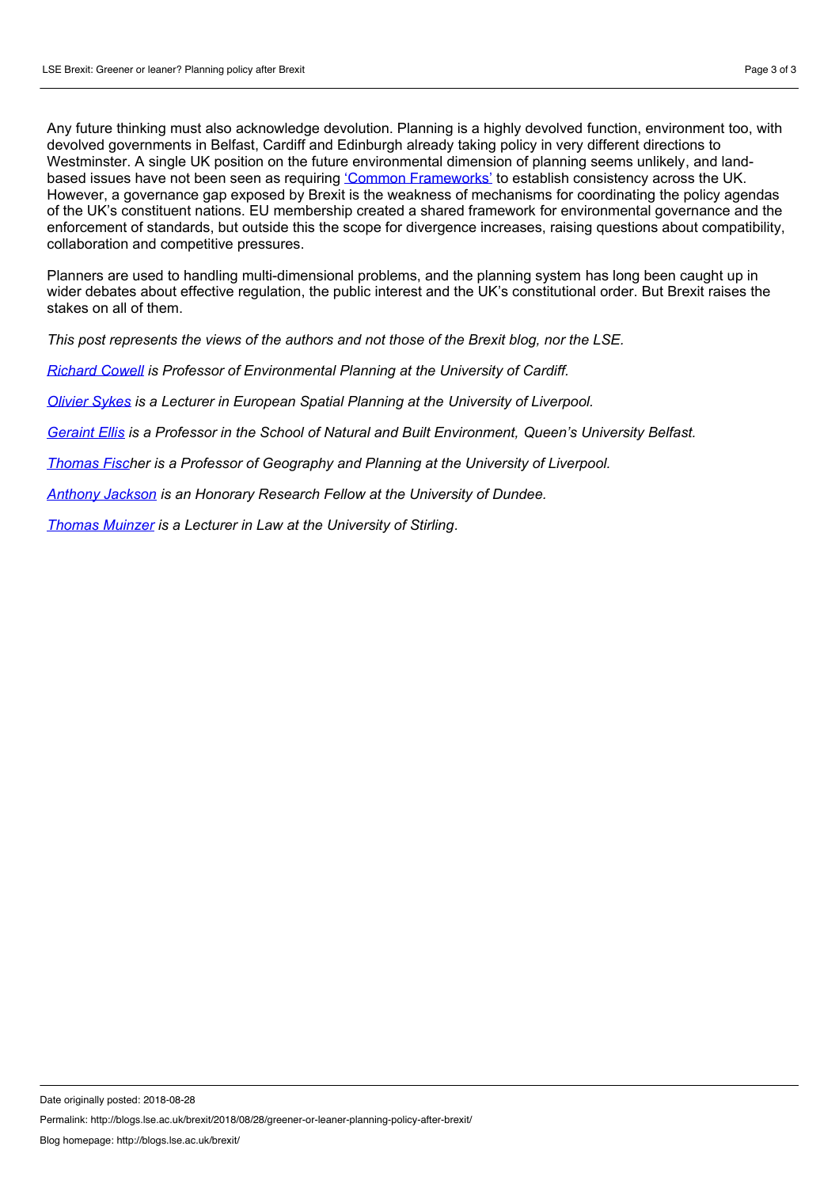Any future thinking must also acknowledge devolution. Planning is a highly devolved function, environment too, with devolved governments in Belfast, Cardiff and Edinburgh already taking policy in very different directions to Westminster. A single UK position on the future environmental dimension of planning seems unlikely, and land-based issues have not been seen as requiring 'Common Frameworks' to establish consistency across the UK. However, a governance gap exposed by Brexit is the weakness of mechanisms for coordinating the policy agendas of the UK's constituent nations. EU membership created a shared framework for environmental governance and the enforcement of standards, but outside this the scope for divergence increases, raising questions about compatibility, collaboration and competitive pressures.

Planners are used to handling multi-dimensional problems, and the planning system has long been caught up in wider debates about effective regulation, the public interest and the UK's constitutional order. But Brexit raises the stakes on all of them.

*This post represents the views of the authors and not those of the Brexit blog, nor the LSE.*

*Richard Cowell is Professor of Environmental Planning at the University of Cardiff.*

*Olivier Sykes is a Lecturer in European Spatial Planning at the University of Liverpool.*

*Geraint Ellis is a Professor in the School of Natural and Built Environment, Queen's University Belfast.*

*Thomas Fischer is a Professor of Geography and Planning at the University of Liverpool.*

*Anthony Jackson is an Honorary Research Fellow at the University of Dundee.*

*Thomas Muinzer is a Lecturer in Law at the University of Stirling.*

Date originally posted: 2018-08-28

Permalink: http://blogs.lse.ac.uk/brexit/2018/08/28/greener-or-leaner-planning-policy-after-brexit/

Blog homepage: http://blogs.lse.ac.uk/brexit/